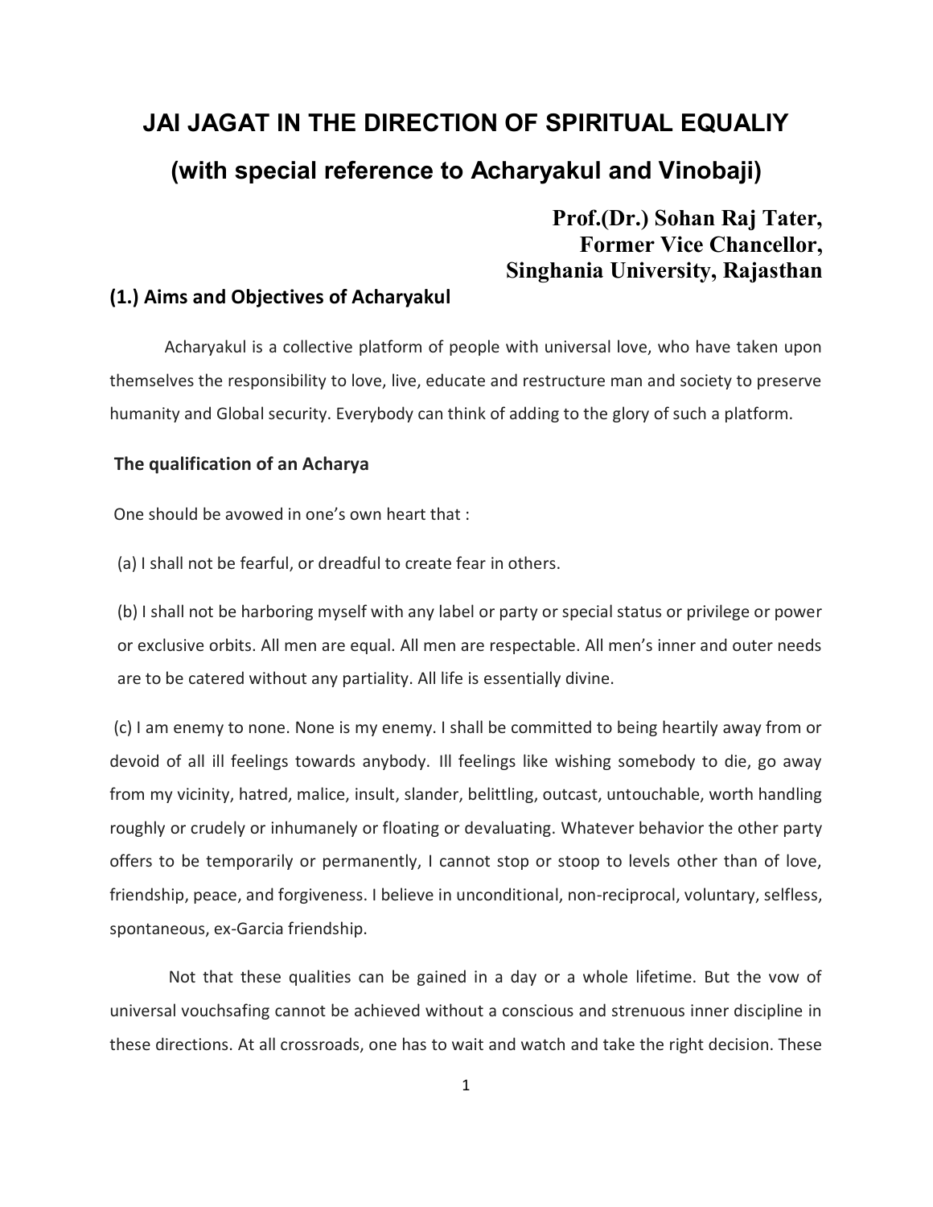# JAI JAGAT IN THE DIRECTION OF SPIRITUAL EQUALIY

## (with special reference to Acharyakul and Vinobaji)

**Prof.(Dr.) Sohan Raj Tater,**
**Former Vice Chancellor,**
**Singhania University, Rajasthan**

### (1.) Aims and Objectives of Acharyakul

Acharyakul is a collective platform of people with universal love, who have taken upon themselves the responsibility to love, live, educate and restructure man and society to preserve humanity and Global security. Everybody can think of adding to the glory of such a platform.

**The qualification of an Acharya**

One should be avowed in one's own heart that :

(a) I shall not be fearful, or dreadful to create fear in others.

(b) I shall not be harboring myself with any label or party or special status or privilege or power or exclusive orbits. All men are equal. All men are respectable. All men's inner and outer needs are to be catered without any partiality. All life is essentially divine.

(c) I am enemy to none. None is my enemy. I shall be committed to being heartily away from or devoid of all ill feelings towards anybody. Ill feelings like wishing somebody to die, go away from my vicinity, hatred, malice, insult, slander, belittling, outcast, untouchable, worth handling roughly or crudely or inhumanely or floating or devaluating. Whatever behavior the other party offers to be temporarily or permanently, I cannot stop or stoop to levels other than of love, friendship, peace, and forgiveness. I believe in unconditional, non-reciprocal, voluntary, selfless, spontaneous, ex-Garcia friendship.

Not that these qualities can be gained in a day or a whole lifetime. But the vow of universal vouchsafing cannot be achieved without a conscious and strenuous inner discipline in these directions. At all crossroads, one has to wait and watch and take the right decision. These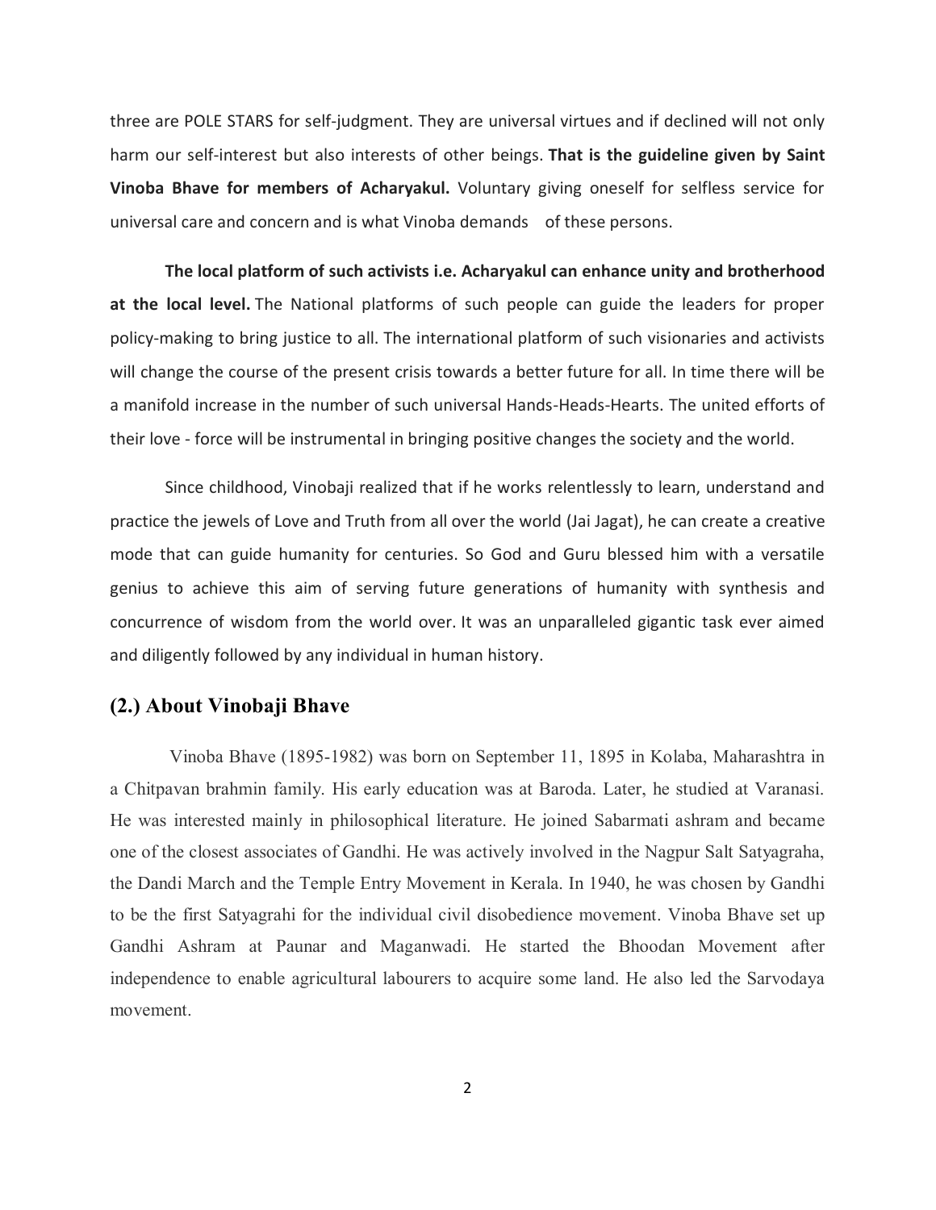three are POLE STARS for self-judgment. They are universal virtues and if declined will not only harm our self-interest but also interests of other beings. **That is the guideline given by Saint Vinoba Bhave for members of Acharyakul.** Voluntary giving oneself for selfless service for universal care and concern and is what Vinoba demands of these persons.

**The local platform of such activists i.e. Acharyakul can enhance unity and brotherhood at the local level.** The National platforms of such people can guide the leaders for proper policy-making to bring justice to all. The international platform of such visionaries and activists will change the course of the present crisis towards a better future for all. In time there will be a manifold increase in the number of such universal Hands-Heads-Hearts. The united efforts of their love - force will be instrumental in bringing positive changes the society and the world.

Since childhood, Vinobaji realized that if he works relentlessly to learn, understand and practice the jewels of Love and Truth from all over the world (Jai Jagat), he can create a creative mode that can guide humanity for centuries. So God and Guru blessed him with a versatile genius to achieve this aim of serving future generations of humanity with synthesis and concurrence of wisdom from the world over. It was an unparalleled gigantic task ever aimed and diligently followed by any individual in human history.

## (2.) About Vinobaji Bhave

Vinoba Bhave (1895-1982) was born on September 11, 1895 in Kolaba, Maharashtra in a Chitpavan brahmin family. His early education was at Baroda. Later, he studied at Varanasi. He was interested mainly in philosophical literature. He joined Sabarmati ashram and became one of the closest associates of Gandhi. He was actively involved in the Nagpur Salt Satyagraha, the Dandi March and the Temple Entry Movement in Kerala. In 1940, he was chosen by Gandhi to be the first Satyagrahi for the individual civil disobedience movement. Vinoba Bhave set up Gandhi Ashram at Paunar and Maganwadi. He started the Bhoodan Movement after independence to enable agricultural labourers to acquire some land. He also led the Sarvodaya movement.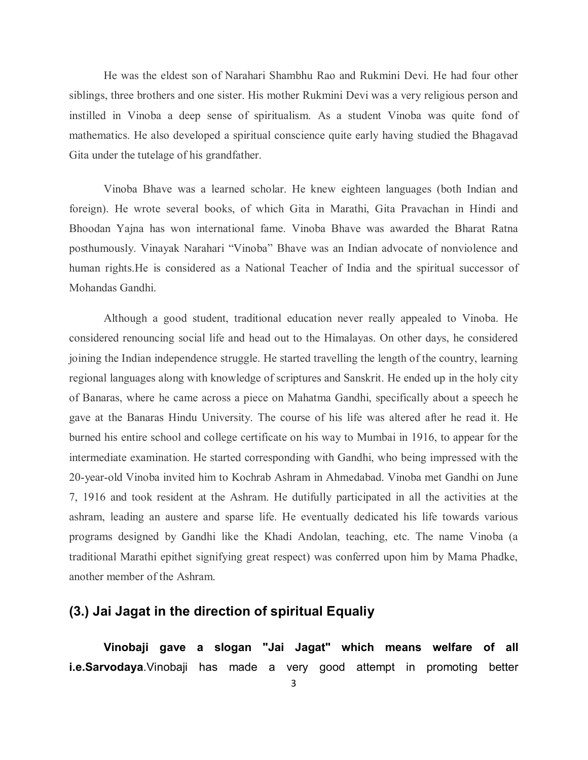He was the eldest son of Narahari Shambhu Rao and Rukmini Devi. He had four other siblings, three brothers and one sister. His mother Rukmini Devi was a very religious person and instilled in Vinoba a deep sense of spiritualism. As a student Vinoba was quite fond of mathematics. He also developed a spiritual conscience quite early having studied the Bhagavad Gita under the tutelage of his grandfather.

Vinoba Bhave was a learned scholar. He knew eighteen languages (both Indian and foreign). He wrote several books, of which Gita in Marathi, Gita Pravachan in Hindi and Bhoodan Yajna has won international fame. Vinoba Bhave was awarded the Bharat Ratna posthumously. Vinayak Narahari "Vinoba" Bhave was an Indian advocate of nonviolence and human rights.He is considered as a National Teacher of India and the spiritual successor of Mohandas Gandhi.

Although a good student, traditional education never really appealed to Vinoba. He considered renouncing social life and head out to the Himalayas. On other days, he considered joining the Indian independence struggle. He started travelling the length of the country, learning regional languages along with knowledge of scriptures and Sanskrit. He ended up in the holy city of Banaras, where he came across a piece on Mahatma Gandhi, specifically about a speech he gave at the Banaras Hindu University. The course of his life was altered after he read it. He burned his entire school and college certificate on his way to Mumbai in 1916, to appear for the intermediate examination. He started corresponding with Gandhi, who being impressed with the 20-year-old Vinoba invited him to Kochrab Ashram in Ahmedabad. Vinoba met Gandhi on June 7, 1916 and took resident at the Ashram. He dutifully participated in all the activities at the ashram, leading an austere and sparse life. He eventually dedicated his life towards various programs designed by Gandhi like the Khadi Andolan, teaching, etc. The name Vinoba (a traditional Marathi epithet signifying great respect) was conferred upon him by Mama Phadke, another member of the Ashram.

## (3.) Jai Jagat in the direction of spiritual Equaliy

**Vinobaji gave a slogan "Jai Jagat" which means welfare of all i.e.Sarvodaya**.Vinobaji has made a very good attempt in promoting better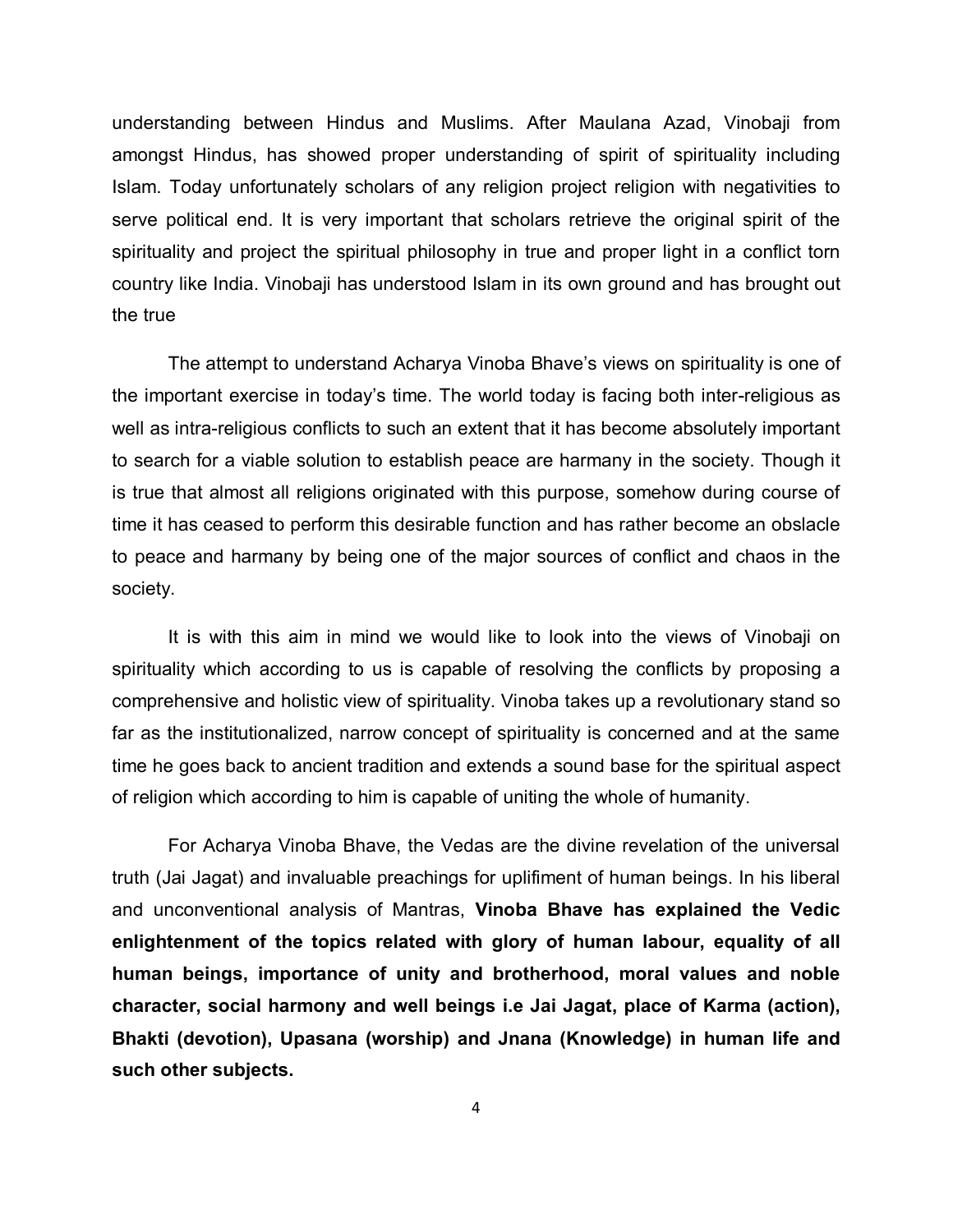understanding between Hindus and Muslims. After Maulana Azad, Vinobaji from amongst Hindus, has showed proper understanding of spirit of spirituality including Islam. Today unfortunately scholars of any religion project religion with negativities to serve political end. It is very important that scholars retrieve the original spirit of the spirituality and project the spiritual philosophy in true and proper light in a conflict torn country like India. Vinobaji has understood Islam in its own ground and has brought out the true

The attempt to understand Acharya Vinoba Bhave's views on spirituality is one of the important exercise in today's time. The world today is facing both inter-religious as well as intra-religious conflicts to such an extent that it has become absolutely important to search for a viable solution to establish peace are harmany in the society. Though it is true that almost all religions originated with this purpose, somehow during course of time it has ceased to perform this desirable function and has rather become an obslacle to peace and harmany by being one of the major sources of conflict and chaos in the society.

It is with this aim in mind we would like to look into the views of Vinobaji on spirituality which according to us is capable of resolving the conflicts by proposing a comprehensive and holistic view of spirituality. Vinoba takes up a revolutionary stand so far as the institutionalized, narrow concept of spirituality is concerned and at the same time he goes back to ancient tradition and extends a sound base for the spiritual aspect of religion which according to him is capable of uniting the whole of humanity.

For Acharya Vinoba Bhave, the Vedas are the divine revelation of the universal truth (Jai Jagat) and invaluable preachings for uplifiment of human beings. In his liberal and unconventional analysis of Mantras, **Vinoba Bhave has explained the Vedic enlightenment of the topics related with glory of human labour, equality of all human beings, importance of unity and brotherhood, moral values and noble character, social harmony and well beings i.e Jai Jagat, place of Karma (action), Bhakti (devotion), Upasana (worship) and Jnana (Knowledge) in human life and such other subjects.**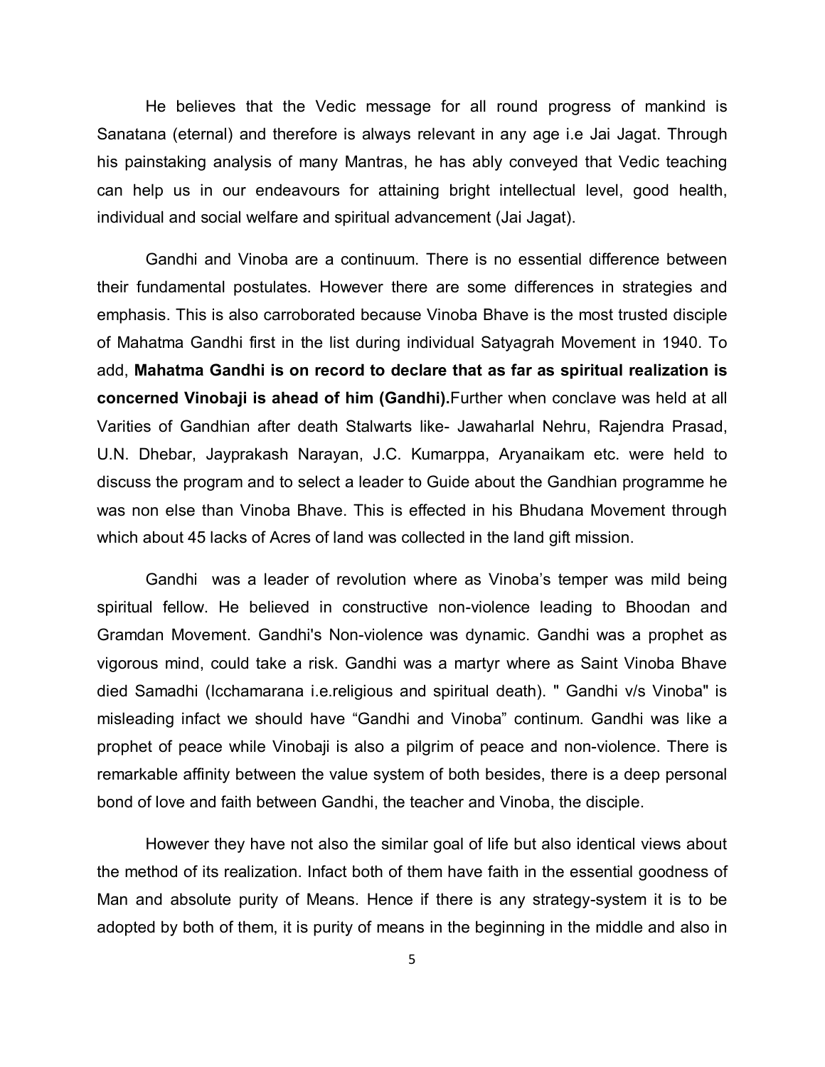He believes that the Vedic message for all round progress of mankind is Sanatana (eternal) and therefore is always relevant in any age i.e Jai Jagat. Through his painstaking analysis of many Mantras, he has ably conveyed that Vedic teaching can help us in our endeavours for attaining bright intellectual level, good health, individual and social welfare and spiritual advancement (Jai Jagat).

Gandhi and Vinoba are a continuum. There is no essential difference between their fundamental postulates. However there are some differences in strategies and emphasis. This is also carroborated because Vinoba Bhave is the most trusted disciple of Mahatma Gandhi first in the list during individual Satyagrah Movement in 1940. To add, **Mahatma Gandhi is on record to declare that as far as spiritual realization is concerned Vinobaji is ahead of him (Gandhi).**Further when conclave was held at all Varities of Gandhian after death Stalwarts like- Jawaharlal Nehru, Rajendra Prasad, U.N. Dhebar, Jayprakash Narayan, J.C. Kumarppa, Aryanaikam etc. were held to discuss the program and to select a leader to Guide about the Gandhian programme he was non else than Vinoba Bhave. This is effected in his Bhudana Movement through which about 45 lacks of Acres of land was collected in the land gift mission.

Gandhi was a leader of revolution where as Vinoba's temper was mild being spiritual fellow. He believed in constructive non-violence leading to Bhoodan and Gramdan Movement. Gandhi's Non-violence was dynamic. Gandhi was a prophet as vigorous mind, could take a risk. Gandhi was a martyr where as Saint Vinoba Bhave died Samadhi (Icchamarana i.e.religious and spiritual death). " Gandhi v/s Vinoba" is misleading infact we should have "Gandhi and Vinoba" continum. Gandhi was like a prophet of peace while Vinobaji is also a pilgrim of peace and non-violence. There is remarkable affinity between the value system of both besides, there is a deep personal bond of love and faith between Gandhi, the teacher and Vinoba, the disciple.

However they have not also the similar goal of life but also identical views about the method of its realization. Infact both of them have faith in the essential goodness of Man and absolute purity of Means. Hence if there is any strategy-system it is to be adopted by both of them, it is purity of means in the beginning in the middle and also in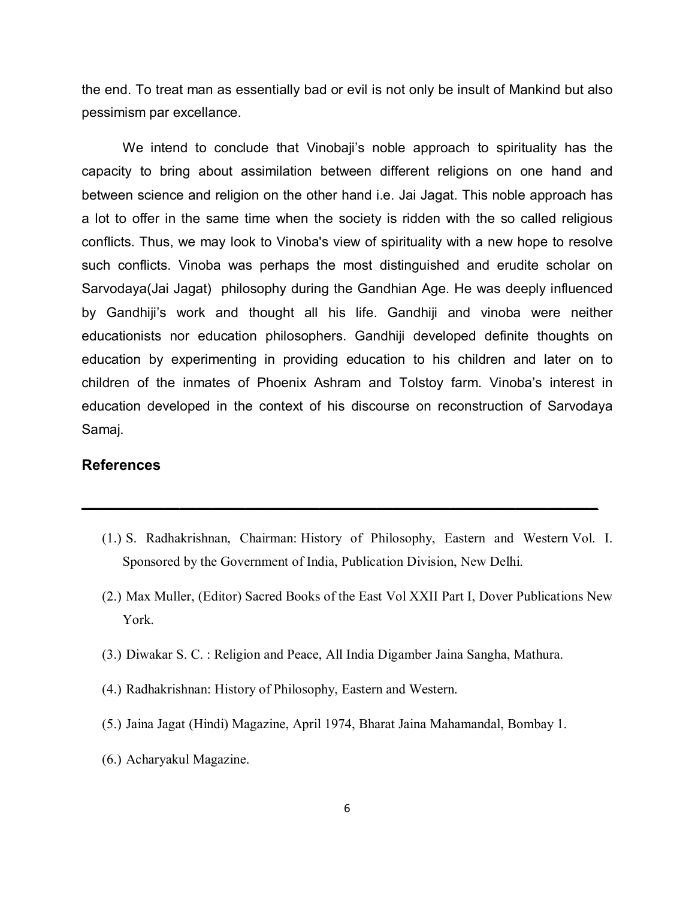the end. To treat man as essentially bad or evil is not only be insult of Mankind but also pessimism par excellance.

We intend to conclude that Vinobaji's noble approach to spirituality has the capacity to bring about assimilation between different religions on one hand and between science and religion on the other hand i.e. Jai Jagat. This noble approach has a lot to offer in the same time when the society is ridden with the so called religious conflicts. Thus, we may look to Vinoba's view of spirituality with a new hope to resolve such conflicts. Vinoba was perhaps the most distinguished and erudite scholar on Sarvodaya(Jai Jagat) philosophy during the Gandhian Age. He was deeply influenced by Gandhiji's work and thought all his life. Gandhiji and vinoba were neither educationists nor education philosophers. Gandhiji developed definite thoughts on education by experimenting in providing education to his children and later on to children of the inmates of Phoenix Ashram and Tolstoy farm. Vinoba's interest in education developed in the context of his discourse on reconstruction of Sarvodaya Samaj.

## References

---

(1.) S. Radhakrishnan, Chairman: History of Philosophy, Eastern and Western Vol. I. Sponsored by the Government of India, Publication Division, New Delhi.

(2.) Max Muller, (Editor) Sacred Books of the East Vol XXII Part I, Dover Publications New York.

(3.) Diwakar S. C. : Religion and Peace, All India Digamber Jaina Sangha, Mathura.

(4.) Radhakrishnan: History of Philosophy, Eastern and Western.

(5.) Jaina Jagat (Hindi) Magazine, April 1974, Bharat Jaina Mahamandal, Bombay 1.

(6.) Acharyakul Magazine.